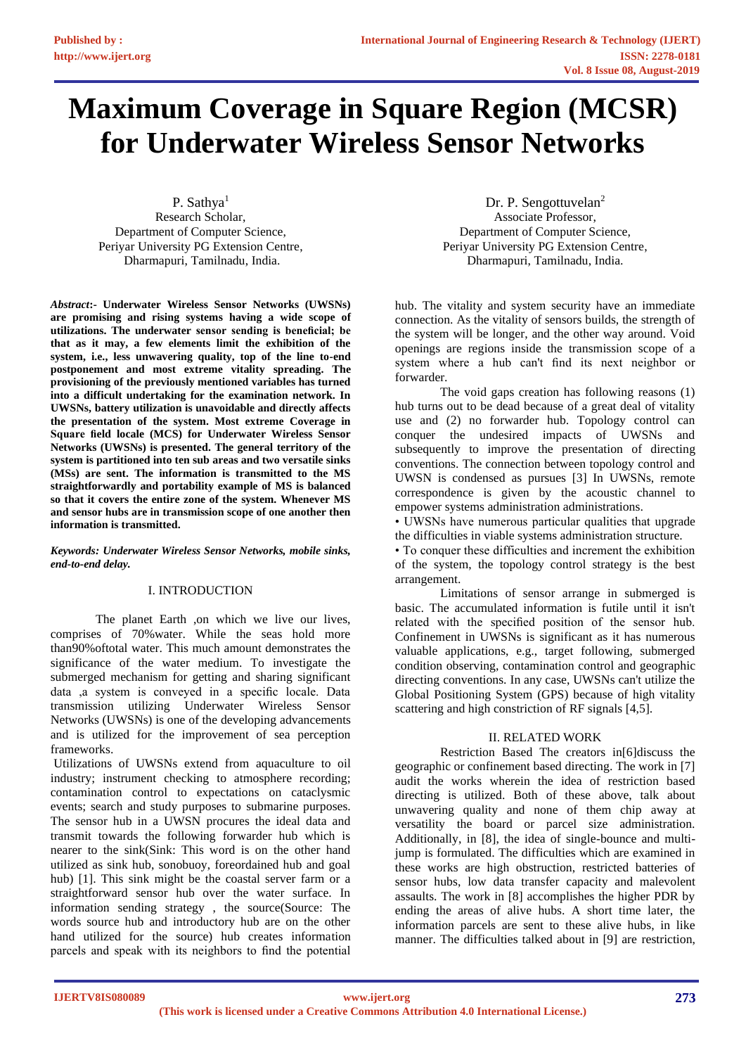# Maximum Coverage in Square Region (MCSR) for Underwater Wireless Sensor Networks

P. Sathya[1]
Research Scholar,
Department of Computer Science,
Periyar University PG Extension Centre,
Dharmapuri, Tamilnadu, India.

Dr. P. Sengottuvelan[2]
Associate Professor,
Department of Computer Science,
Periyar University PG Extension Centre,
Dharmapuri, Tamilnadu, India.

***Abstract*:- Underwater Wireless Sensor Networks (UWSNs) are promising and rising systems having a wide scope of utilizations. The underwater sensor sending is beneficial; be that as it may, a few elements limit the exhibition of the system, i.e., less unwavering quality, top of the line to-end postponement and most extreme vitality spreading. The provisioning of the previously mentioned variables has turned into a difficult undertaking for the examination network. In UWSNs, battery utilization is unavoidable and directly affects the presentation of the system. Most extreme Coverage in Square field locale (MCS) for Underwater Wireless Sensor Networks (UWSNs) is presented. The general territory of the system is partitioned into ten sub areas and two versatile sinks (MSs) are sent. The information is transmitted to the MS straightforwardly and portability example of MS is balanced so that it covers the entire zone of the system. Whenever MS and sensor hubs are in transmission scope of one another then information is transmitted.**

***Keywords: Underwater Wireless Sensor Networks, mobile sinks, end-to-end delay.***

## I. INTRODUCTION

The planet Earth ,on which we live our lives, comprises of 70%water. While the seas hold more than90%oftotal water. This much amount demonstrates the significance of the water medium. To investigate the submerged mechanism for getting and sharing significant data ,a system is conveyed in a specific locale. Data transmission utilizing Underwater Wireless Sensor Networks (UWSNs) is one of the developing advancements and is utilized for the improvement of sea perception frameworks.

Utilizations of UWSNs extend from aquaculture to oil industry; instrument checking to atmosphere recording; contamination control to expectations on cataclysmic events; search and study purposes to submarine purposes. The sensor hub in a UWSN procures the ideal data and transmit towards the following forwarder hub which is nearer to the sink(Sink: This word is on the other hand utilized as sink hub, sonobuoy, foreordained hub and goal hub) [1]. This sink might be the coastal server farm or a straightforward sensor hub over the water surface. In information sending strategy , the source(Source: The words source hub and introductory hub are on the other hand utilized for the source) hub creates information parcels and speak with its neighbors to find the potential hub. The vitality and system security have an immediate connection. As the vitality of sensors builds, the strength of the system will be longer, and the other way around. Void openings are regions inside the transmission scope of a system where a hub can't find its next neighbor or forwarder.

The void gaps creation has following reasons (1) hub turns out to be dead because of a great deal of vitality use and (2) no forwarder hub. Topology control can conquer the undesired impacts of UWSNs and subsequently to improve the presentation of directing conventions. The connection between topology control and UWSN is condensed as pursues [3] In UWSNs, remote correspondence is given by the acoustic channel to empower systems administration administrations.

- UWSNs have numerous particular qualities that upgrade the difficulties in viable systems administration structure.
- To conquer these difficulties and increment the exhibition of the system, the topology control strategy is the best arrangement.

Limitations of sensor arrange in submerged is basic. The accumulated information is futile until it isn't related with the specified position of the sensor hub. Confinement in UWSNs is significant as it has numerous valuable applications, e.g., target following, submerged condition observing, contamination control and geographic directing conventions. In any case, UWSNs can't utilize the Global Positioning System (GPS) because of high vitality scattering and high constriction of RF signals [4,5].

## II. RELATED WORK

Restriction Based The creators in[6]discuss the geographic or confinement based directing. The work in [7] audit the works wherein the idea of restriction based directing is utilized. Both of these above, talk about unwavering quality and none of them chip away at versatility the board or parcel size administration. Additionally, in [8], the idea of single-bounce and multi-jump is formulated. The difficulties which are examined in these works are high obstruction, restricted batteries of sensor hubs, low data transfer capacity and malevolent assaults. The work in [8] accomplishes the higher PDR by ending the areas of alive hubs. A short time later, the information parcels are sent to these alive hubs, in like manner. The difficulties talked about in [9] are restriction,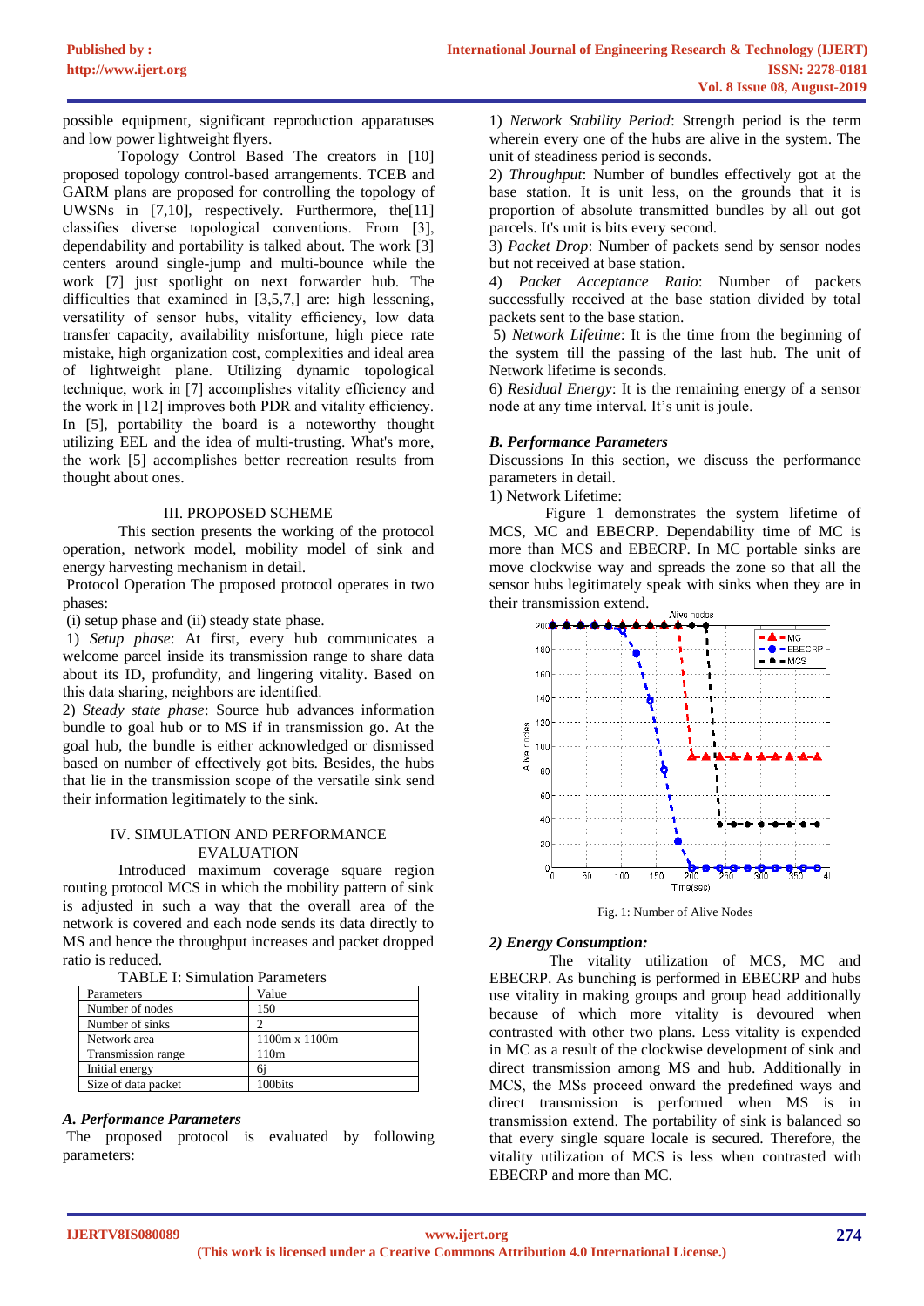possible equipment, significant reproduction apparatuses and low power lightweight flyers.

Topology Control Based The creators in [10] proposed topology control-based arrangements. TCEB and GARM plans are proposed for controlling the topology of UWSNs in [7,10], respectively. Furthermore, the[11] classifies diverse topological conventions. From [3], dependability and portability is talked about. The work [3] centers around single-jump and multi-bounce while the work [7] just spotlight on next forwarder hub. The difficulties that examined in [3,5,7,] are: high lessening, versatility of sensor hubs, vitality efficiency, low data transfer capacity, availability misfortune, high piece rate mistake, high organization cost, complexities and ideal area of lightweight plane. Utilizing dynamic topological technique, work in [7] accomplishes vitality efficiency and the work in [12] improves both PDR and vitality efficiency. In [5], portability the board is a noteworthy thought utilizing EEL and the idea of multi-trusting. What's more, the work [5] accomplishes better recreation results from thought about ones.

## III. PROPOSED SCHEME

This section presents the working of the protocol operation, network model, mobility model of sink and energy harvesting mechanism in detail.

Protocol Operation The proposed protocol operates in two phases:

(i) setup phase and (ii) steady state phase.

1) *Setup phase*: At first, every hub communicates a welcome parcel inside its transmission range to share data about its ID, profundity, and lingering vitality. Based on this data sharing, neighbors are identified.

2) *Steady state phase*: Source hub advances information bundle to goal hub or to MS if in transmission go. At the goal hub, the bundle is either acknowledged or dismissed based on number of effectively got bits. Besides, the hubs that lie in the transmission scope of the versatile sink send their information legitimately to the sink.

## IV. SIMULATION AND PERFORMANCE EVALUATION

Introduced maximum coverage square region routing protocol MCS in which the mobility pattern of sink is adjusted in such a way that the overall area of the network is covered and each node sends its data directly to MS and hence the throughput increases and packet dropped ratio is reduced.

TABLE I: Simulation Parameters

| Parameters | Value |
| --- | --- |
| Number of nodes | 150 |
| Number of sinks | 2 |
| Network area | 1100m x 1100m |
| Transmission range | 110m |
| Initial energy | 6j |
| Size of data packet | 100bits |

### *A. Performance Parameters*

The proposed protocol is evaluated by following parameters:

1) *Network Stability Period*: Strength period is the term wherein every one of the hubs are alive in the system. The unit of steadiness period is seconds.

2) *Throughput*: Number of bundles effectively got at the base station. It is unit less, on the grounds that it is proportion of absolute transmitted bundles by all out got parcels. It's unit is bits every second.

3) *Packet Drop*: Number of packets send by sensor nodes but not received at base station.

4) *Packet Acceptance Ratio*: Number of packets successfully received at the base station divided by total packets sent to the base station.

5) *Network Lifetime*: It is the time from the beginning of the system till the passing of the last hub. The unit of Network lifetime is seconds.

6) *Residual Energy*: It is the remaining energy of a sensor node at any time interval. It's unit is joule.

### *B. Performance Parameters*

Discussions In this section, we discuss the performance parameters in detail.

1) Network Lifetime:

Figure 1 demonstrates the system lifetime of MCS, MC and EBECRP. Dependability time of MC is more than MCS and EBECRP. In MC portable sinks are move clockwise way and spreads the zone so that all the sensor hubs legitimately speak with sinks when they are in their transmission extend.

Fig. 1: Number of Alive Nodes

### *2) Energy Consumption:*

The vitality utilization of MCS, MC and EBECRP. As bunching is performed in EBECRP and hubs use vitality in making groups and group head additionally because of which more vitality is devoured when contrasted with other two plans. Less vitality is expended in MC as a result of the clockwise development of sink and direct transmission among MS and hub. Additionally in MCS, the MSs proceed onward the predefined ways and direct transmission is performed when MS is in transmission extend. The portability of sink is balanced so that every single square locale is secured. Therefore, the vitality utilization of MCS is less when contrasted with EBECRP and more than MC.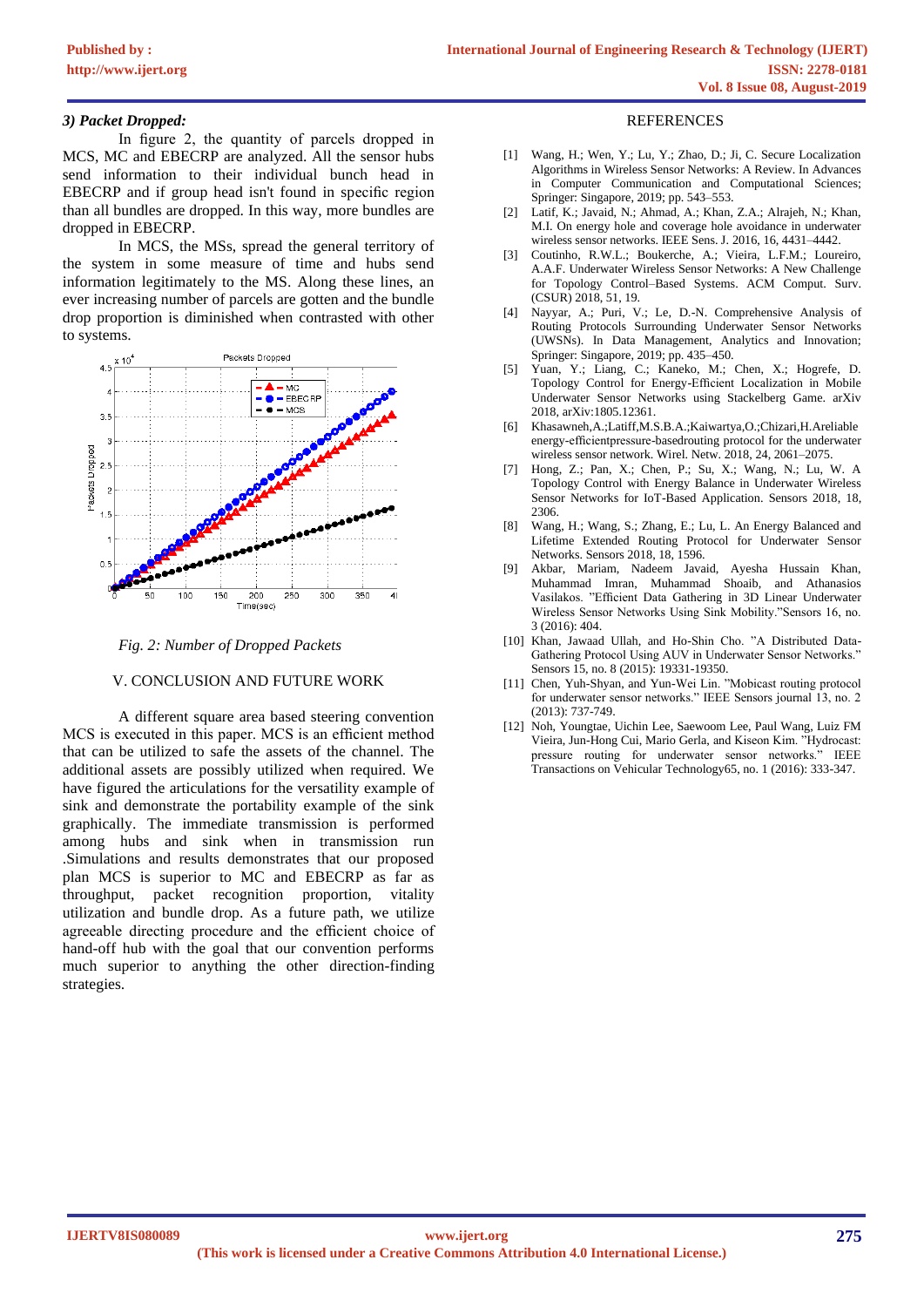### 3) Packet Dropped:

In figure 2, the quantity of parcels dropped in MCS, MC and EBECRP are analyzed. All the sensor hubs send information to their individual bunch head in EBECRP and if group head isn't found in specific region than all bundles are dropped. In this way, more bundles are dropped in EBECRP.

In MCS, the MSs, spread the general territory of the system in some measure of time and hubs send information legitimately to the MS. Along these lines, an ever increasing number of parcels are gotten and the bundle drop proportion is diminished when contrasted with other to systems.

Packets Dropped
x 10^4
4.5
4
3.5
3
2.5
2
1.5
1
0.5
0
Packets Dropped
0 50 100 150 200 250 300 350 4
Time(sec)
MC
EBECRP
MCS

*Fig. 2: Number of Dropped Packets*

## V. CONCLUSION AND FUTURE WORK

A different square area based steering convention MCS is executed in this paper. MCS is an efficient method that can be utilized to safe the assets of the channel. The additional assets are possibly utilized when required. We have figured the articulations for the versatility example of sink and demonstrate the portability example of the sink graphically. The immediate transmission is performed among hubs and sink when in transmission run .Simulations and results demonstrates that our proposed plan MCS is superior to MC and EBECRP as far as throughput, packet recognition proportion, vitality utilization and bundle drop. As a future path, we utilize agreeable directing procedure and the efficient choice of hand-off hub with the goal that our convention performs much superior to anything the other direction-finding strategies.

## REFERENCES

[1] Wang, H.; Wen, Y.; Lu, Y.; Zhao, D.; Ji, C. Secure Localization Algorithms in Wireless Sensor Networks: A Review. In Advances in Computer Communication and Computational Sciences; Springer: Singapore, 2019; pp. 543–553.

[2] Latif, K.; Javaid, N.; Ahmad, A.; Khan, Z.A.; Alrajeh, N.; Khan, M.I. On energy hole and coverage hole avoidance in underwater wireless sensor networks. IEEE Sens. J. 2016, 16, 4431–4442.

[3] Coutinho, R.W.L.; Boukerche, A.; Vieira, L.F.M.; Loureiro, A.A.F. Underwater Wireless Sensor Networks: A New Challenge for Topology Control–Based Systems. ACM Comput. Surv. (CSUR) 2018, 51, 19.

[4] Nayyar, A.; Puri, V.; Le, D.-N. Comprehensive Analysis of Routing Protocols Surrounding Underwater Sensor Networks (UWSNs). In Data Management, Analytics and Innovation; Springer: Singapore, 2019; pp. 435–450.

[5] Yuan, Y.; Liang, C.; Kaneko, M.; Chen, X.; Hogrefe, D. Topology Control for Energy-Efficient Localization in Mobile Underwater Sensor Networks using Stackelberg Game. arXiv 2018, arXiv:1805.12361.

[6] Khasawneh,A.;Latiff,M.S.B.A.;Kaiwartya,O.;Chizari,H.Areliable energy-efficientpressure-basedrouting protocol for the underwater wireless sensor network. Wirel. Netw. 2018, 24, 2061–2075.

[7] Hong, Z.; Pan, X.; Chen, P.; Su, X.; Wang, N.; Lu, W. A Topology Control with Energy Balance in Underwater Wireless Sensor Networks for IoT-Based Application. Sensors 2018, 18, 2306.

[8] Wang, H.; Wang, S.; Zhang, E.; Lu, L. An Energy Balanced and Lifetime Extended Routing Protocol for Underwater Sensor Networks. Sensors 2018, 18, 1596.

[9] Akbar, Mariam, Nadeem Javaid, Ayesha Hussain Khan, Muhammad Imran, Muhammad Shoaib, and Athanasios Vasilakos. "Efficient Data Gathering in 3D Linear Underwater Wireless Sensor Networks Using Sink Mobility."Sensors 16, no. 3 (2016): 404.

[10] Khan, Jawaad Ullah, and Ho-Shin Cho. "A Distributed Data-Gathering Protocol Using AUV in Underwater Sensor Networks." Sensors 15, no. 8 (2015): 19331-19350.

[11] Chen, Yuh-Shyan, and Yun-Wei Lin. "Mobicast routing protocol for underwater sensor networks." IEEE Sensors journal 13, no. 2 (2013): 737-749.

[12] Noh, Youngtae, Uichin Lee, Saewoom Lee, Paul Wang, Luiz FM Vieira, Jun-Hong Cui, Mario Gerla, and Kiseon Kim. "Hydrocast: pressure routing for underwater sensor networks." IEEE Transactions on Vehicular Technology65, no. 1 (2016): 333-347.